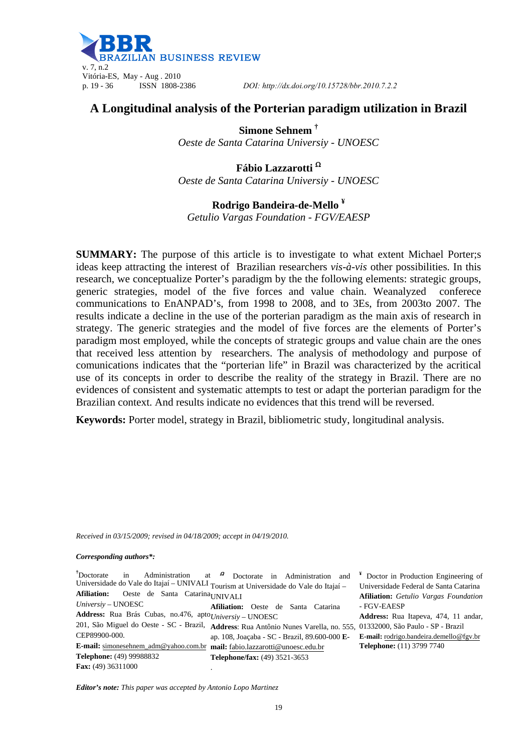# A Longitudinal analysis of the Porterian paradigm utilization in Brazil

**Simone Sehnem** †
*Oeste de Santa Catarina Universiy - UNOESC*

**Fábio Lazzarotti** Ω
*Oeste de Santa Catarina Universiy - UNOESC*

**Rodrigo Bandeira-de-Mello** ¥
*Getulio Vargas Foundation - FGV/EAESP*

**SUMMARY:** The purpose of this article is to investigate to what extent Michael Porter;s ideas keep attracting the interest of Brazilian researchers *vis-à-vis* other possibilities. In this research, we conceptualize Porter's paradigm by the the following elements: strategic groups, generic strategies, model of the five forces and value chain. Weanalyzed conferece communications to EnANPAD's, from 1998 to 2008, and to 3Es, from 2003to 2007. The results indicate a decline in the use of the porterian paradigm as the main axis of research in strategy. The generic strategies and the model of five forces are the elements of Porter's paradigm most employed, while the concepts of strategic groups and value chain are the ones that received less attention by researchers. The analysis of methodology and purpose of comunications indicates that the "porterian life" in Brazil was characterized by the acritical use of its concepts in order to describe the reality of the strategy in Brazil. There are no evidences of consistent and systematic attempts to test or adapt the porterian paradigm for the Brazilian context. And results indicate no evidences that this trend will be reversed.

**Keywords:** Porter model, strategy in Brazil, bibliometric study, longitudinal analysis.

*Received in 03/15/2009; revised in 04/18/2009; accept in 04/19/2010.*

***Corresponding authors*:***

† Doctorate in Administration at Universidade do Vale do Itajaí – UNIVALI
**Afiliation:** Oeste de Santa Catarina *Universiy* – UNOESC
**Address:** Rua Brás Cubas, no.476, apto 201, São Miguel do Oeste - SC - Brazil, CEP89900-000.
**E-mail:** simonesehnem_adm@yahoo.com.br
**Telephone:** (49) 99988832
**Fax:** (49) 36311000

Ω Doctorate in Administration and Tourism at Universidade do Vale do Itajaí – UNIVALI
**Afiliation:** Oeste de Santa Catarina *University* – UNOESC
**Address**: Rua Antônio Nunes Varella, no. 555, ap. 108, Joaçaba - SC - Brazil, 89.600-000
**E-mail:** fabio.lazzarotti@unoesc.edu.br
**Telephone/fax:** (49) 3521-3653

¥ Doctor in Production Engineering of Universidade Federal de Santa Catarina
**Afiliation:** *Getulio Vargas Foundation* - FGV-EAESP
**Address:** Rua Itapeva, 474, 11 andar, 01332000, São Paulo - SP - Brazil
**E-mail:** rodrigo.bandeira.demello@fgv.br
**Telephone:** (11) 3799 7740

***Editor's note:** This paper was accepted by Antonio Lopo Martinez*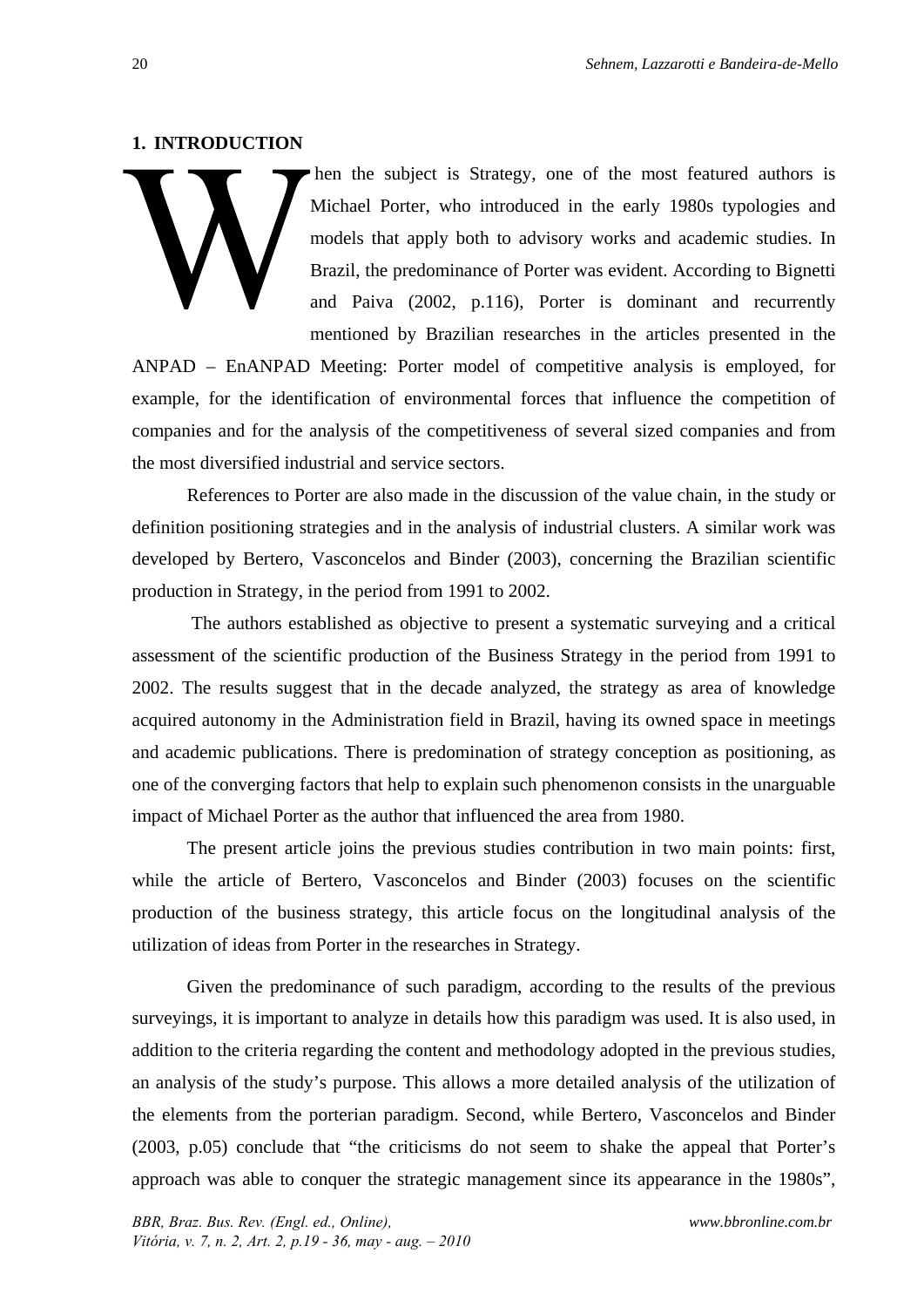## 1. INTRODUCTION

When the subject is Strategy, one of the most featured authors is Michael Porter, who introduced in the early 1980s typologies and models that apply both to advisory works and academic studies. In Brazil, the predominance of Porter was evident. According to Bignetti and Paiva (2002, p.116), Porter is dominant and recurrently mentioned by Brazilian researches in the articles presented in the ANPAD – EnANPAD Meeting: Porter model of competitive analysis is employed, for example, for the identification of environmental forces that influence the competition of companies and for the analysis of the competitiveness of several sized companies and from the most diversified industrial and service sectors.

References to Porter are also made in the discussion of the value chain, in the study or definition positioning strategies and in the analysis of industrial clusters. A similar work was developed by Bertero, Vasconcelos and Binder (2003), concerning the Brazilian scientific production in Strategy, in the period from 1991 to 2002.

The authors established as objective to present a systematic surveying and a critical assessment of the scientific production of the Business Strategy in the period from 1991 to 2002. The results suggest that in the decade analyzed, the strategy as area of knowledge acquired autonomy in the Administration field in Brazil, having its owned space in meetings and academic publications. There is predomination of strategy conception as positioning, as one of the converging factors that help to explain such phenomenon consists in the unarguable impact of Michael Porter as the author that influenced the area from 1980.

The present article joins the previous studies contribution in two main points: first, while the article of Bertero, Vasconcelos and Binder (2003) focuses on the scientific production of the business strategy, this article focus on the longitudinal analysis of the utilization of ideas from Porter in the researches in Strategy.

Given the predominance of such paradigm, according to the results of the previous surveyings, it is important to analyze in details how this paradigm was used. It is also used, in addition to the criteria regarding the content and methodology adopted in the previous studies, an analysis of the study's purpose. This allows a more detailed analysis of the utilization of the elements from the porterian paradigm. Second, while Bertero, Vasconcelos and Binder (2003, p.05) conclude that "the criticisms do not seem to shake the appeal that Porter's approach was able to conquer the strategic management since its appearance in the 1980s",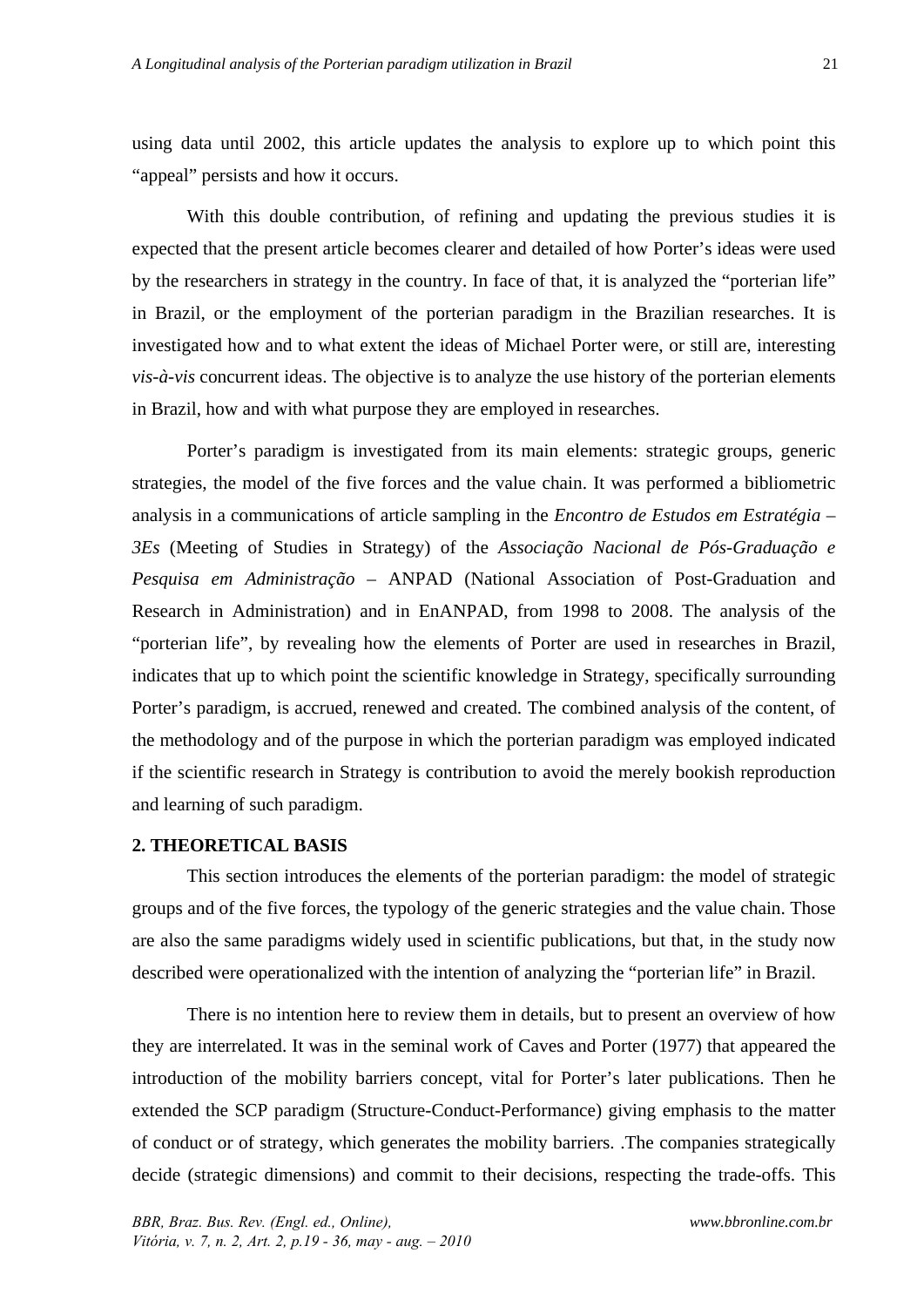using data until 2002, this article updates the analysis to explore up to which point this “appeal” persists and how it occurs.

With this double contribution, of refining and updating the previous studies it is expected that the present article becomes clearer and detailed of how Porter’s ideas were used by the researchers in strategy in the country. In face of that, it is analyzed the “porterian life” in Brazil, or the employment of the porterian paradigm in the Brazilian researches. It is investigated how and to what extent the ideas of Michael Porter were, or still are, interesting *vis-à-vis* concurrent ideas. The objective is to analyze the use history of the porterian elements in Brazil, how and with what purpose they are employed in researches.

Porter’s paradigm is investigated from its main elements: strategic groups, generic strategies, the model of the five forces and the value chain. It was performed a bibliometric analysis in a communications of article sampling in the *Encontro de Estudos em Estratégia – 3Es* (Meeting of Studies in Strategy) of the *Associação Nacional de Pós-Graduação e Pesquisa em Administração* – ANPAD (National Association of Post-Graduation and Research in Administration) and in EnANPAD, from 1998 to 2008. The analysis of the “porterian life”, by revealing how the elements of Porter are used in researches in Brazil, indicates that up to which point the scientific knowledge in Strategy, specifically surrounding Porter’s paradigm, is accrued, renewed and created. The combined analysis of the content, of the methodology and of the purpose in which the porterian paradigm was employed indicated if the scientific research in Strategy is contribution to avoid the merely bookish reproduction and learning of such paradigm.

## 2. THEORETICAL BASIS

This section introduces the elements of the porterian paradigm: the model of strategic groups and of the five forces, the typology of the generic strategies and the value chain. Those are also the same paradigms widely used in scientific publications, but that, in the study now described were operationalized with the intention of analyzing the “porterian life” in Brazil.

There is no intention here to review them in details, but to present an overview of how they are interrelated. It was in the seminal work of Caves and Porter (1977) that appeared the introduction of the mobility barriers concept, vital for Porter’s later publications. Then he extended the SCP paradigm (Structure-Conduct-Performance) giving emphasis to the matter of conduct or of strategy, which generates the mobility barriers. .The companies strategically decide (strategic dimensions) and commit to their decisions, respecting the trade-offs. This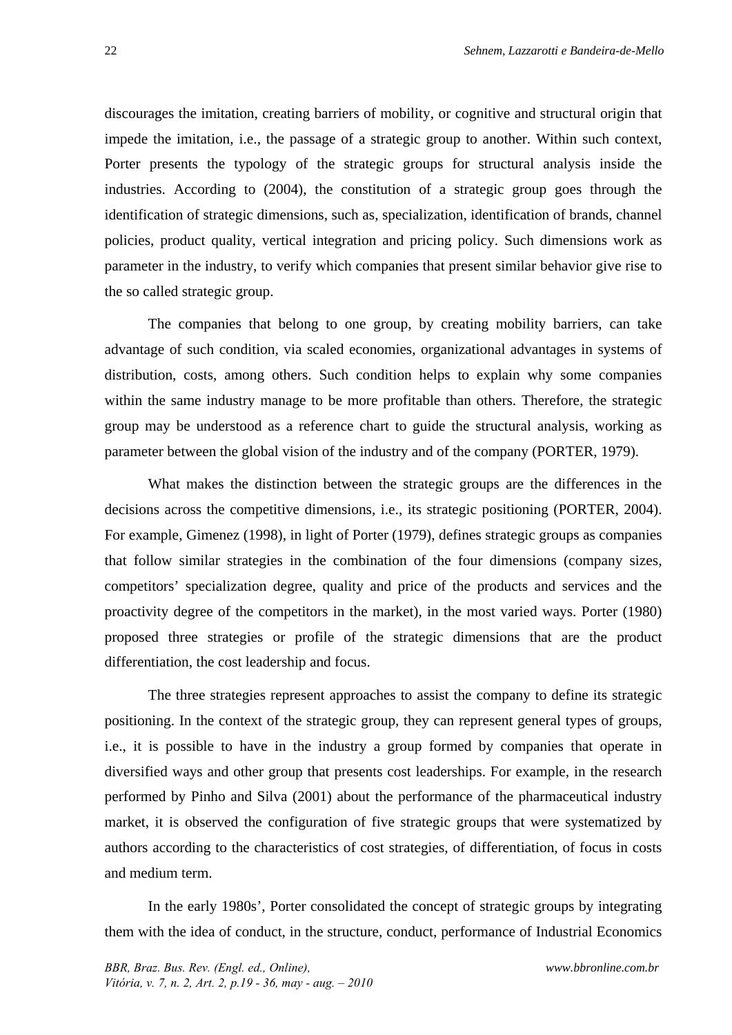discourages the imitation, creating barriers of mobility, or cognitive and structural origin that impede the imitation, i.e., the passage of a strategic group to another. Within such context, Porter presents the typology of the strategic groups for structural analysis inside the industries. According to (2004), the constitution of a strategic group goes through the identification of strategic dimensions, such as, specialization, identification of brands, channel policies, product quality, vertical integration and pricing policy. Such dimensions work as parameter in the industry, to verify which companies that present similar behavior give rise to the so called strategic group.

The companies that belong to one group, by creating mobility barriers, can take advantage of such condition, via scaled economies, organizational advantages in systems of distribution, costs, among others. Such condition helps to explain why some companies within the same industry manage to be more profitable than others. Therefore, the strategic group may be understood as a reference chart to guide the structural analysis, working as parameter between the global vision of the industry and of the company (PORTER, 1979).

What makes the distinction between the strategic groups are the differences in the decisions across the competitive dimensions, i.e., its strategic positioning (PORTER, 2004). For example, Gimenez (1998), in light of Porter (1979), defines strategic groups as companies that follow similar strategies in the combination of the four dimensions (company sizes, competitors' specialization degree, quality and price of the products and services and the proactivity degree of the competitors in the market), in the most varied ways. Porter (1980) proposed three strategies or profile of the strategic dimensions that are the product differentiation, the cost leadership and focus.

The three strategies represent approaches to assist the company to define its strategic positioning. In the context of the strategic group, they can represent general types of groups, i.e., it is possible to have in the industry a group formed by companies that operate in diversified ways and other group that presents cost leaderships. For example, in the research performed by Pinho and Silva (2001) about the performance of the pharmaceutical industry market, it is observed the configuration of five strategic groups that were systematized by authors according to the characteristics of cost strategies, of differentiation, of focus in costs and medium term.

In the early 1980s', Porter consolidated the concept of strategic groups by integrating them with the idea of conduct, in the structure, conduct, performance of Industrial Economics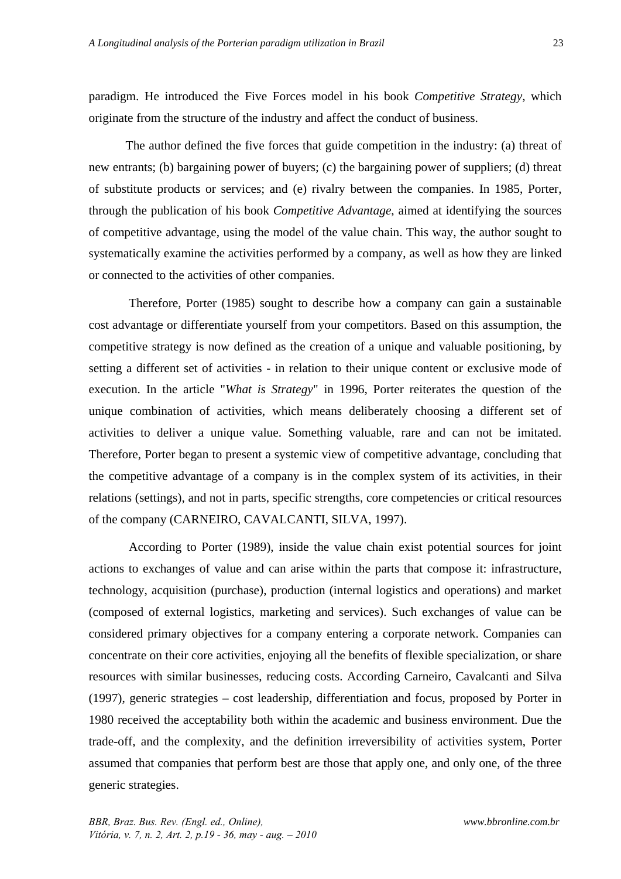paradigm. He introduced the Five Forces model in his book *Competitive Strategy*, which originate from the structure of the industry and affect the conduct of business.

The author defined the five forces that guide competition in the industry: (a) threat of new entrants; (b) bargaining power of buyers; (c) the bargaining power of suppliers; (d) threat of substitute products or services; and (e) rivalry between the companies. In 1985, Porter, through the publication of his book *Competitive Advantage*, aimed at identifying the sources of competitive advantage, using the model of the value chain. This way, the author sought to systematically examine the activities performed by a company, as well as how they are linked or connected to the activities of other companies.

Therefore, Porter (1985) sought to describe how a company can gain a sustainable cost advantage or differentiate yourself from your competitors. Based on this assumption, the competitive strategy is now defined as the creation of a unique and valuable positioning, by setting a different set of activities - in relation to their unique content or exclusive mode of execution. In the article "*What is Strategy*" in 1996, Porter reiterates the question of the unique combination of activities, which means deliberately choosing a different set of activities to deliver a unique value. Something valuable, rare and can not be imitated. Therefore, Porter began to present a systemic view of competitive advantage, concluding that the competitive advantage of a company is in the complex system of its activities, in their relations (settings), and not in parts, specific strengths, core competencies or critical resources of the company (CARNEIRO, CAVALCANTI, SILVA, 1997).

According to Porter (1989), inside the value chain exist potential sources for joint actions to exchanges of value and can arise within the parts that compose it: infrastructure, technology, acquisition (purchase), production (internal logistics and operations) and market (composed of external logistics, marketing and services). Such exchanges of value can be considered primary objectives for a company entering a corporate network. Companies can concentrate on their core activities, enjoying all the benefits of flexible specialization, or share resources with similar businesses, reducing costs. According Carneiro, Cavalcanti and Silva (1997), generic strategies – cost leadership, differentiation and focus, proposed by Porter in 1980 received the acceptability both within the academic and business environment. Due the trade-off, and the complexity, and the definition irreversibility of activities system, Porter assumed that companies that perform best are those that apply one, and only one, of the three generic strategies.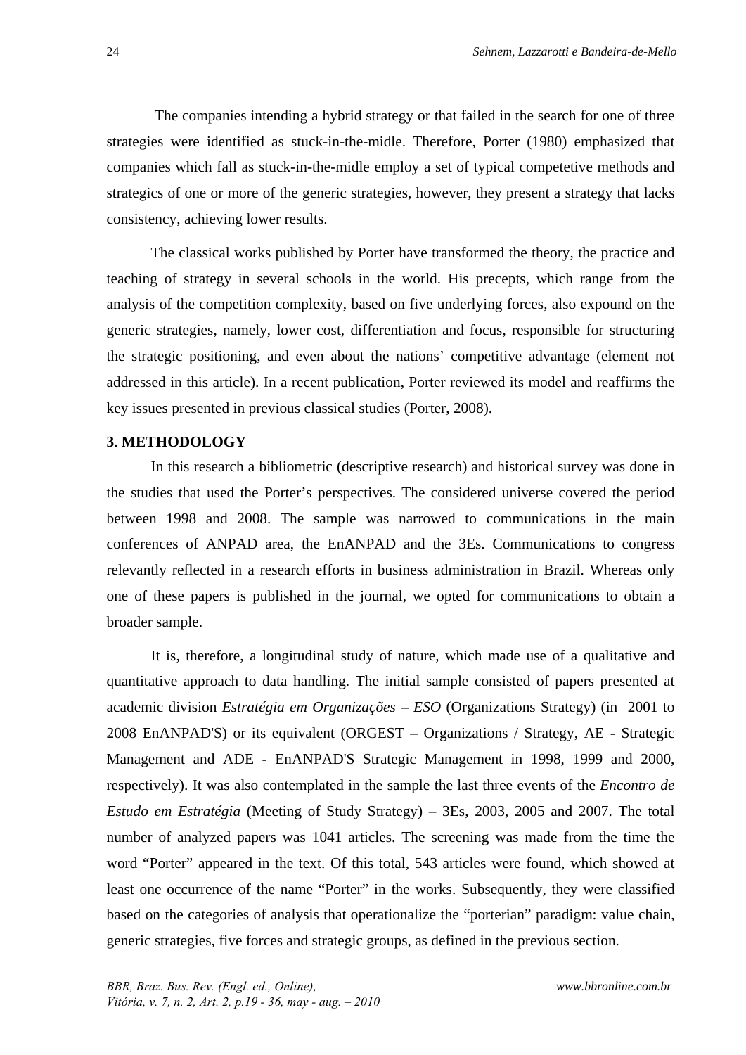The companies intending a hybrid strategy or that failed in the search for one of three strategies were identified as stuck-in-the-midle. Therefore, Porter (1980) emphasized that companies which fall as stuck-in-the-midle employ a set of typical competetive methods and strategics of one or more of the generic strategies, however, they present a strategy that lacks consistency, achieving lower results.

The classical works published by Porter have transformed the theory, the practice and teaching of strategy in several schools in the world. His precepts, which range from the analysis of the competition complexity, based on five underlying forces, also expound on the generic strategies, namely, lower cost, differentiation and focus, responsible for structuring the strategic positioning, and even about the nations' competitive advantage (element not addressed in this article). In a recent publication, Porter reviewed its model and reaffirms the key issues presented in previous classical studies (Porter, 2008).

**3. METHODOLOGY**

In this research a bibliometric (descriptive research) and historical survey was done in the studies that used the Porter's perspectives. The considered universe covered the period between 1998 and 2008. The sample was narrowed to communications in the main conferences of ANPAD area, the EnANPAD and the 3Es. Communications to congress relevantly reflected in a research efforts in business administration in Brazil. Whereas only one of these papers is published in the journal, we opted for communications to obtain a broader sample.

It is, therefore, a longitudinal study of nature, which made use of a qualitative and quantitative approach to data handling. The initial sample consisted of papers presented at academic division *Estratégia em Organizações – ESO* (Organizations Strategy) (in 2001 to 2008 EnANPAD'S) or its equivalent (ORGEST – Organizations / Strategy, AE - Strategic Management and ADE - EnANPAD'S Strategic Management in 1998, 1999 and 2000, respectively). It was also contemplated in the sample the last three events of the *Encontro de Estudo em Estratégia* (Meeting of Study Strategy) – 3Es, 2003, 2005 and 2007. The total number of analyzed papers was 1041 articles. The screening was made from the time the word "Porter" appeared in the text. Of this total, 543 articles were found, which showed at least one occurrence of the name "Porter" in the works. Subsequently, they were classified based on the categories of analysis that operationalize the "porterian" paradigm: value chain, generic strategies, five forces and strategic groups, as defined in the previous section.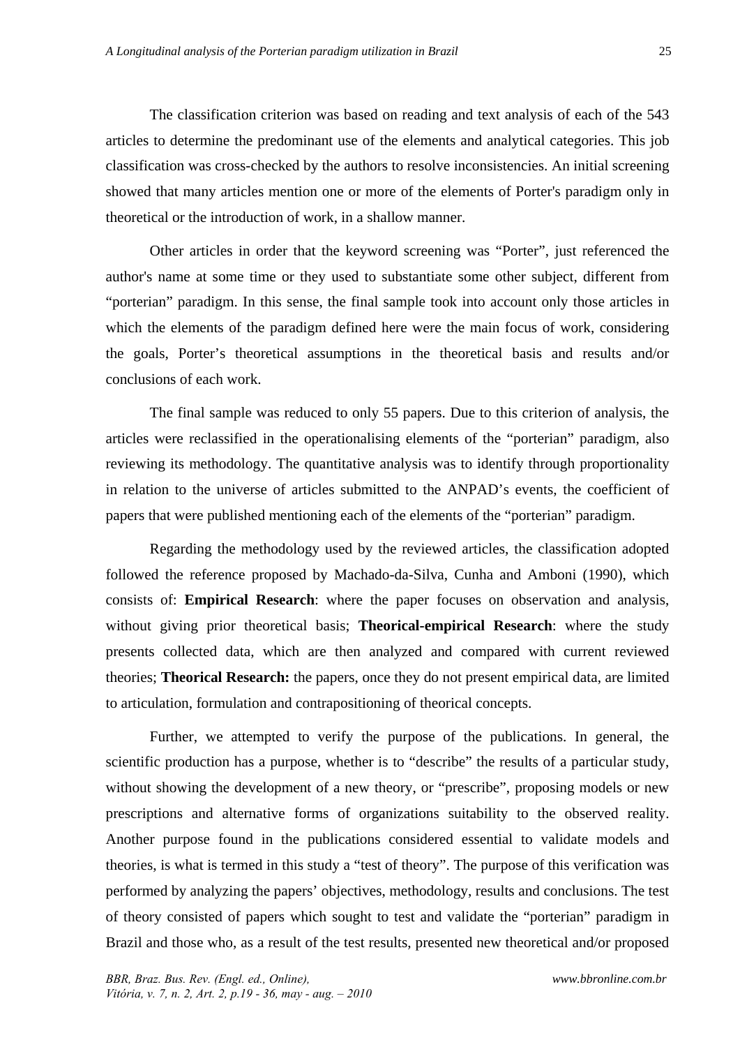The classification criterion was based on reading and text analysis of each of the 543 articles to determine the predominant use of the elements and analytical categories. This job classification was cross-checked by the authors to resolve inconsistencies. An initial screening showed that many articles mention one or more of the elements of Porter's paradigm only in theoretical or the introduction of work, in a shallow manner.

Other articles in order that the keyword screening was "Porter", just referenced the author's name at some time or they used to substantiate some other subject, different from "porterian" paradigm. In this sense, the final sample took into account only those articles in which the elements of the paradigm defined here were the main focus of work, considering the goals, Porter's theoretical assumptions in the theoretical basis and results and/or conclusions of each work.

The final sample was reduced to only 55 papers. Due to this criterion of analysis, the articles were reclassified in the operationalising elements of the "porterian" paradigm, also reviewing its methodology. The quantitative analysis was to identify through proportionality in relation to the universe of articles submitted to the ANPAD's events, the coefficient of papers that were published mentioning each of the elements of the "porterian" paradigm.

Regarding the methodology used by the reviewed articles, the classification adopted followed the reference proposed by Machado-da-Silva, Cunha and Amboni (1990), which consists of: **Empirical Research**: where the paper focuses on observation and analysis, without giving prior theoretical basis; **Theorical-empirical Research**: where the study presents collected data, which are then analyzed and compared with current reviewed theories; **Theorical Research:** the papers, once they do not present empirical data, are limited to articulation, formulation and contrapositioning of theorical concepts.

Further, we attempted to verify the purpose of the publications. In general, the scientific production has a purpose, whether is to "describe" the results of a particular study, without showing the development of a new theory, or "prescribe", proposing models or new prescriptions and alternative forms of organizations suitability to the observed reality. Another purpose found in the publications considered essential to validate models and theories, is what is termed in this study a "test of theory". The purpose of this verification was performed by analyzing the papers' objectives, methodology, results and conclusions. The test of theory consisted of papers which sought to test and validate the "porterian" paradigm in Brazil and those who, as a result of the test results, presented new theoretical and/or proposed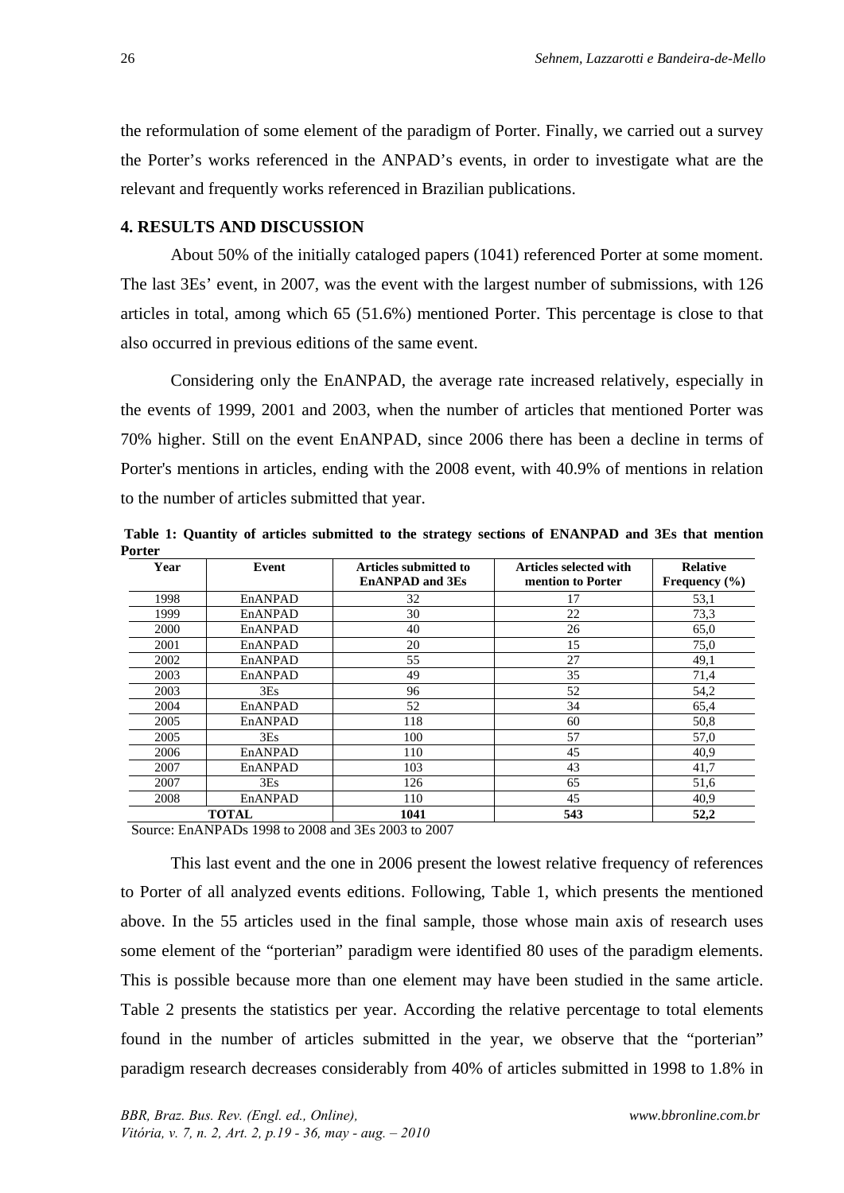the reformulation of some element of the paradigm of Porter. Finally, we carried out a survey the Porter's works referenced in the ANPAD's events, in order to investigate what are the relevant and frequently works referenced in Brazilian publications.

## 4. RESULTS AND DISCUSSION

About 50% of the initially cataloged papers (1041) referenced Porter at some moment. The last 3Es' event, in 2007, was the event with the largest number of submissions, with 126 articles in total, among which 65 (51.6%) mentioned Porter. This percentage is close to that also occurred in previous editions of the same event.

Considering only the EnANPAD, the average rate increased relatively, especially in the events of 1999, 2001 and 2003, when the number of articles that mentioned Porter was 70% higher. Still on the event EnANPAD, since 2006 there has been a decline in terms of Porter's mentions in articles, ending with the 2008 event, with 40.9% of mentions in relation to the number of articles submitted that year.

**Table 1: Quantity of articles submitted to the strategy sections of ENANPAD and 3Es that mention Porter**

| Year | Event | Articles submitted to EnANPAD and 3Es | Articles selected with mention to Porter | Relative Frequency (%) |
|---|---|---|---|---|
| 1998 | EnANPAD | 32 | 17 | 53,1 |
| 1999 | EnANPAD | 30 | 22 | 73,3 |
| 2000 | EnANPAD | 40 | 26 | 65,0 |
| 2001 | EnANPAD | 20 | 15 | 75,0 |
| 2002 | EnANPAD | 55 | 27 | 49,1 |
| 2003 | EnANPAD | 49 | 35 | 71,4 |
| 2003 | 3Es | 96 | 52 | 54,2 |
| 2004 | EnANPAD | 52 | 34 | 65,4 |
| 2005 | EnANPAD | 118 | 60 | 50,8 |
| 2005 | 3Es | 100 | 57 | 57,0 |
| 2006 | EnANPAD | 110 | 45 | 40,9 |
| 2007 | EnANPAD | 103 | 43 | 41,7 |
| 2007 | 3Es | 126 | 65 | 51,6 |
| 2008 | EnANPAD | 110 | 45 | 40,9 |
| **TOTAL** | | **1041** | **543** | **52,2** |

Source: EnANPADs 1998 to 2008 and 3Es 2003 to 2007

This last event and the one in 2006 present the lowest relative frequency of references to Porter of all analyzed events editions. Following, Table 1, which presents the mentioned above. In the 55 articles used in the final sample, those whose main axis of research uses some element of the "porterian" paradigm were identified 80 uses of the paradigm elements. This is possible because more than one element may have been studied in the same article. Table 2 presents the statistics per year. According the relative percentage to total elements found in the number of articles submitted in the year, we observe that the "porterian" paradigm research decreases considerably from 40% of articles submitted in 1998 to 1.8% in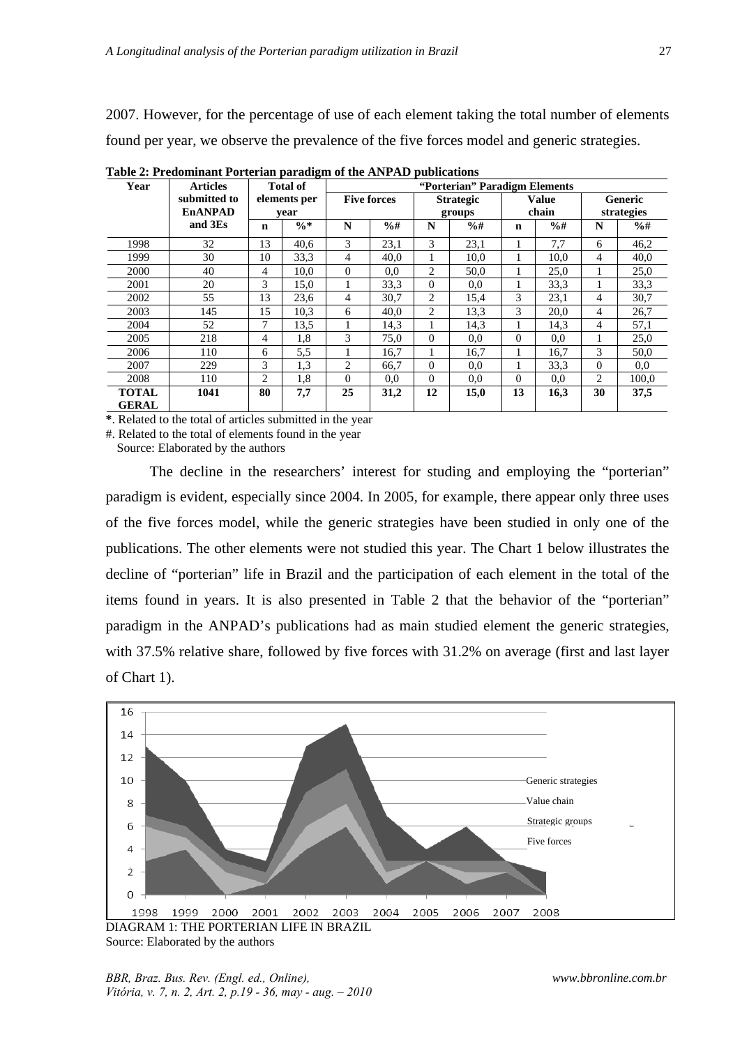2007. However, for the percentage of use of each element taking the total number of elements found per year, we observe the prevalence of the five forces model and generic strategies.

**Table 2: Predominant Porterian paradigm of the ANPAD publications**

| Year | Articles submitted to EnANPAD and 3Es | Total of elements per year | | "Porterian" Paradigm Elements | | | | | | | |
|---|---|---|---|---|---|---|---|---|---|---|---|
| | | | | Five forces | | Strategic groups | | Value chain | | Generic strategies | |
| | | n | %* | N | %# | N | %# | n | %# | N | %# |
| 1998 | 32 | 13 | 40,6 | 3 | 23,1 | 3 | 23,1 | 1 | 7,7 | 6 | 46,2 |
| 1999 | 30 | 10 | 33,3 | 4 | 40,0 | 1 | 10,0 | 1 | 10,0 | 4 | 40,0 |
| 2000 | 40 | 4 | 10,0 | 0 | 0,0 | 2 | 50,0 | 1 | 25,0 | 1 | 25,0 |
| 2001 | 20 | 3 | 15,0 | 1 | 33,3 | 0 | 0,0 | 1 | 33,3 | 1 | 33,3 |
| 2002 | 55 | 13 | 23,6 | 4 | 30,7 | 2 | 15,4 | 3 | 23,1 | 4 | 30,7 |
| 2003 | 145 | 15 | 10,3 | 6 | 40,0 | 2 | 13,3 | 3 | 20,0 | 4 | 26,7 |
| 2004 | 52 | 7 | 13,5 | 1 | 14,3 | 1 | 14,3 | 1 | 14,3 | 4 | 57,1 |
| 2005 | 218 | 4 | 1,8 | 3 | 75,0 | 0 | 0,0 | 0 | 0,0 | 1 | 25,0 |
| 2006 | 110 | 6 | 5,5 | 1 | 16,7 | 1 | 16,7 | 1 | 16,7 | 3 | 50,0 |
| 2007 | 229 | 3 | 1,3 | 2 | 66,7 | 0 | 0,0 | 1 | 33,3 | 0 | 0,0 |
| 2008 | 110 | 2 | 1,8 | 0 | 0,0 | 0 | 0,0 | 0 | 0,0 | 2 | 100,0 |
| **TOTAL GERAL** | **1041** | **80** | **7,7** | **25** | **31,2** | **12** | **15,0** | **13** | **16,3** | **30** | **37,5** |

**\***. Related to the total of articles submitted in the year

#. Related to the total of elements found in the year

Source: Elaborated by the authors

The decline in the researchers' interest for studing and employing the "porterian" paradigm is evident, especially since 2004. In 2005, for example, there appear only three uses of the five forces model, while the generic strategies have been studied in only one of the publications. The other elements were not studied this year. The Chart 1 below illustrates the decline of "porterian" life in Brazil and the participation of each element in the total of the items found in years. It is also presented in Table 2 that the behavior of the "porterian" paradigm in the ANPAD's publications had as main studied element the generic strategies, with 37.5% relative share, followed by five forces with 31.2% on average (first and last layer of Chart 1).

DIAGRAM 1: THE PORTERIAN LIFE IN BRAZIL

Source: Elaborated by the authors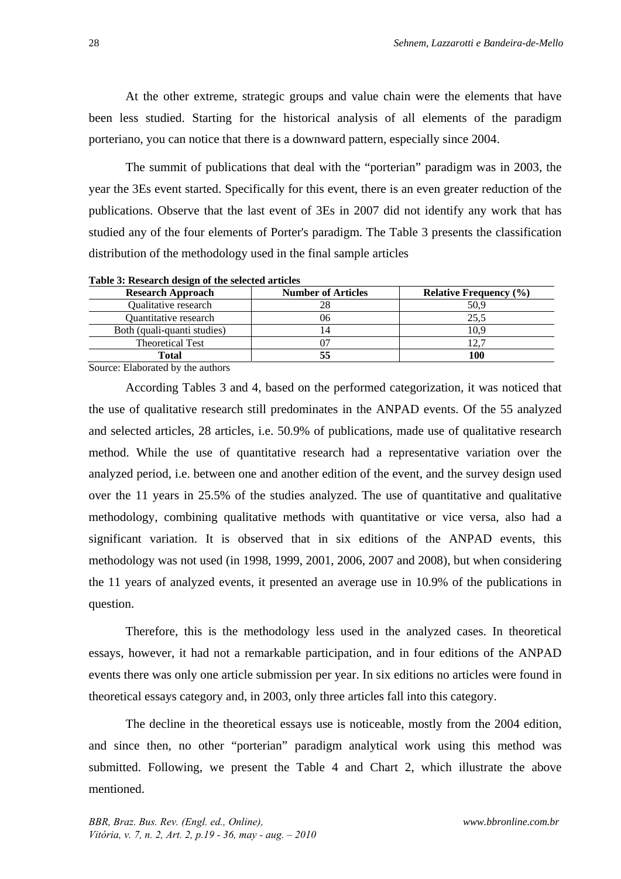At the other extreme, strategic groups and value chain were the elements that have been less studied. Starting for the historical analysis of all elements of the paradigm porteriano, you can notice that there is a downward pattern, especially since 2004.

The summit of publications that deal with the “porterian” paradigm was in 2003, the year the 3Es event started. Specifically for this event, there is an even greater reduction of the publications. Observe that the last event of 3Es in 2007 did not identify any work that has studied any of the four elements of Porter's paradigm. The Table 3 presents the classification distribution of the methodology used in the final sample articles

**Table 3: Research design of the selected articles**

| Research Approach | Number of Articles | Relative Frequency (%) |
|---|---|---|
| Qualitative research | 28 | 50,9 |
| Quantitative research | 06 | 25,5 |
| Both (quali-quanti studies) | 14 | 10,9 |
| Theoretical Test | 07 | 12,7 |
| **Total** | **55** | **100** |

Source: Elaborated by the authors

According Tables 3 and 4, based on the performed categorization, it was noticed that the use of qualitative research still predominates in the ANPAD events. Of the 55 analyzed and selected articles, 28 articles, i.e. 50.9% of publications, made use of qualitative research method. While the use of quantitative research had a representative variation over the analyzed period, i.e. between one and another edition of the event, and the survey design used over the 11 years in 25.5% of the studies analyzed. The use of quantitative and qualitative methodology, combining qualitative methods with quantitative or vice versa, also had a significant variation. It is observed that in six editions of the ANPAD events, this methodology was not used (in 1998, 1999, 2001, 2006, 2007 and 2008), but when considering the 11 years of analyzed events, it presented an average use in 10.9% of the publications in question.

Therefore, this is the methodology less used in the analyzed cases. In theoretical essays, however, it had not a remarkable participation, and in four editions of the ANPAD events there was only one article submission per year. In six editions no articles were found in theoretical essays category and, in 2003, only three articles fall into this category.

The decline in the theoretical essays use is noticeable, mostly from the 2004 edition, and since then, no other “porterian” paradigm analytical work using this method was submitted. Following, we present the Table 4 and Chart 2, which illustrate the above mentioned.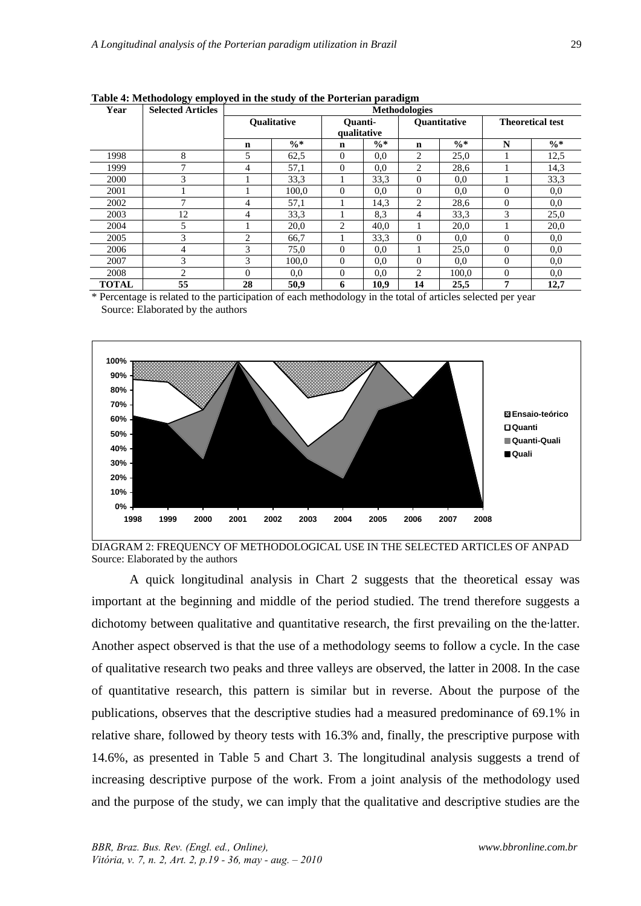**Table 4: Methodology employed in the study of the Porterian paradigm**

| Year | Selected Articles | Methodologies | | | | | | | |
|---|---|---|---|---|---|---|---|---|---|
| | | Qualitative | | Quanti-qualitative | | Quantitative | | Theoretical test | |
| | | n | %* | n | %* | n | %* | N | %* |
| 1998 | 8 | 5 | 62,5 | 0 | 0,0 | 2 | 25,0 | 1 | 12,5 |
| 1999 | 7 | 4 | 57,1 | 0 | 0,0 | 2 | 28,6 | 1 | 14,3 |
| 2000 | 3 | 1 | 33,3 | 1 | 33,3 | 0 | 0,0 | 1 | 33,3 |
| 2001 | 1 | 1 | 100,0 | 0 | 0,0 | 0 | 0,0 | 0 | 0,0 |
| 2002 | 7 | 4 | 57,1 | 1 | 14,3 | 2 | 28,6 | 0 | 0,0 |
| 2003 | 12 | 4 | 33,3 | 1 | 8,3 | 4 | 33,3 | 3 | 25,0 |
| 2004 | 5 | 1 | 20,0 | 2 | 40,0 | 1 | 20,0 | 1 | 20,0 |
| 2005 | 3 | 2 | 66,7 | 1 | 33,3 | 0 | 0,0 | 0 | 0,0 |
| 2006 | 4 | 3 | 75,0 | 0 | 0,0 | 1 | 25,0 | 0 | 0,0 |
| 2007 | 3 | 3 | 100,0 | 0 | 0,0 | 0 | 0,0 | 0 | 0,0 |
| 2008 | 2 | 0 | 0,0 | 0 | 0,0 | 2 | 100,0 | 0 | 0,0 |
| **TOTAL** | **55** | **28** | **50,9** | **6** | **10,9** | **14** | **25,5** | **7** | **12,7** |

\* Percentage is related to the participation of each methodology in the total of articles selected per year
Source: Elaborated by the authors

DIAGRAM 2: FREQUENCY OF METHODOLOGICAL USE IN THE SELECTED ARTICLES OF ANPAD
Source: Elaborated by the authors

A quick longitudinal analysis in Chart 2 suggests that the theoretical essay was important at the beginning and middle of the period studied. The trend therefore suggests a dichotomy between qualitative and quantitative research, the first prevailing on the the·latter. Another aspect observed is that the use of a methodology seems to follow a cycle. In the case of qualitative research two peaks and three valleys are observed, the latter in 2008. In the case of quantitative research, this pattern is similar but in reverse. About the purpose of the publications, observes that the descriptive studies had a measured predominance of 69.1% in relative share, followed by theory tests with 16.3% and, finally, the prescriptive purpose with 14.6%, as presented in Table 5 and Chart 3. The longitudinal analysis suggests a trend of increasing descriptive purpose of the work. From a joint analysis of the methodology used and the purpose of the study, we can imply that the qualitative and descriptive studies are the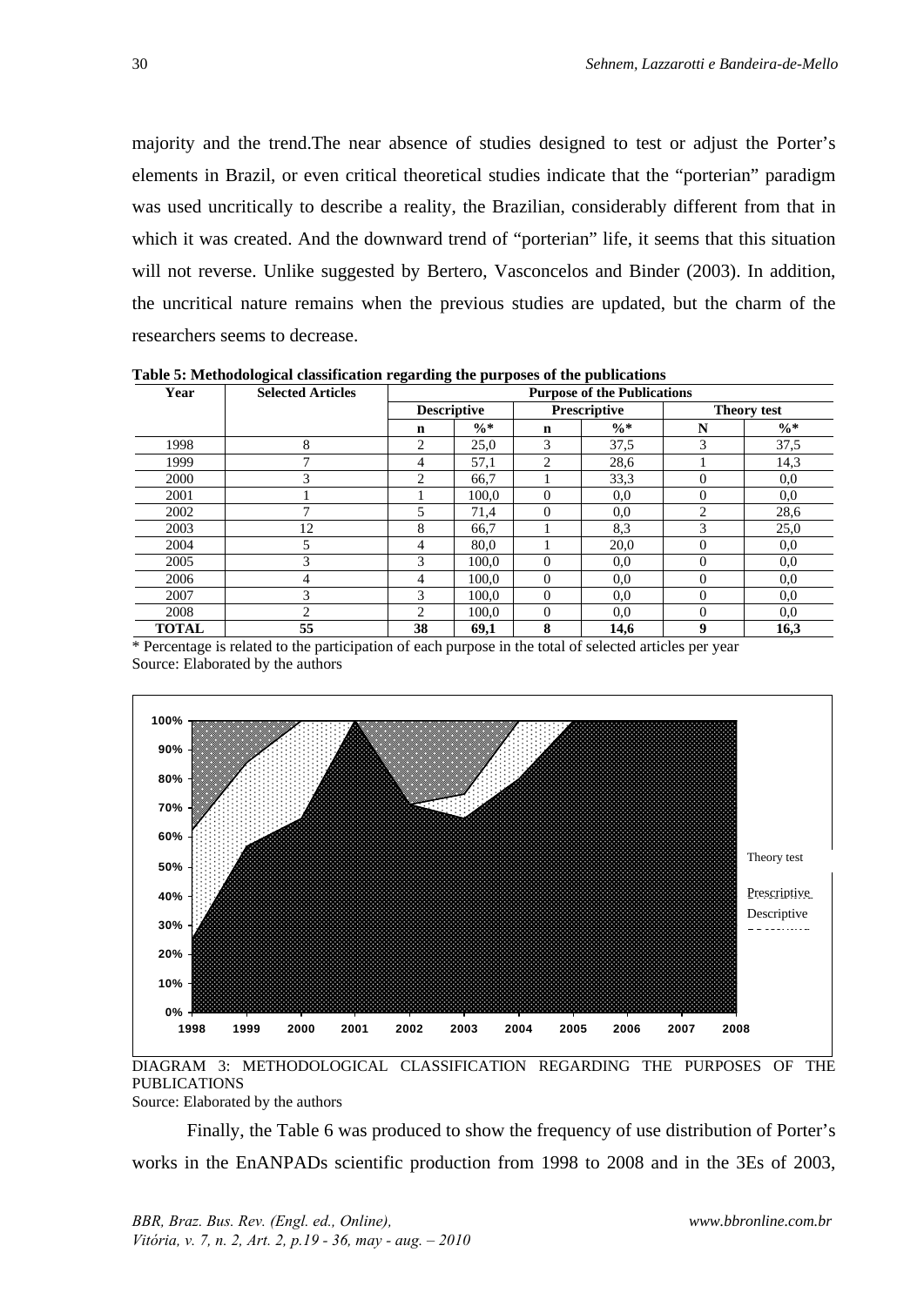majority and the trend.The near absence of studies designed to test or adjust the Porter's elements in Brazil, or even critical theoretical studies indicate that the "porterian" paradigm was used uncritically to describe a reality, the Brazilian, considerably different from that in which it was created. And the downward trend of "porterian" life, it seems that this situation will not reverse. Unlike suggested by Bertero, Vasconcelos and Binder (2003). In addition, the uncritical nature remains when the previous studies are updated, but the charm of the researchers seems to decrease.

**Table 5: Methodological classification regarding the purposes of the publications**

| Year | Selected Articles | Purpose of the Publications | | | | | |
|---|---|---|---|---|---|---|---|
| | | Descriptive | | Prescriptive | | Theory test | |
| | | n | %* | n | %* | N | %* |
| 1998 | 8 | 2 | 25,0 | 3 | 37,5 | 3 | 37,5 |
| 1999 | 7 | 4 | 57,1 | 2 | 28,6 | 1 | 14,3 |
| 2000 | 3 | 2 | 66,7 | 1 | 33,3 | 0 | 0,0 |
| 2001 | 1 | 1 | 100,0 | 0 | 0,0 | 0 | 0,0 |
| 2002 | 7 | 5 | 71,4 | 0 | 0,0 | 2 | 28,6 |
| 2003 | 12 | 8 | 66,7 | 1 | 8,3 | 3 | 25,0 |
| 2004 | 5 | 4 | 80,0 | 1 | 20,0 | 0 | 0,0 |
| 2005 | 3 | 3 | 100,0 | 0 | 0,0 | 0 | 0,0 |
| 2006 | 4 | 4 | 100,0 | 0 | 0,0 | 0 | 0,0 |
| 2007 | 3 | 3 | 100,0 | 0 | 0,0 | 0 | 0,0 |
| 2008 | 2 | 2 | 100,0 | 0 | 0,0 | 0 | 0,0 |
| **TOTAL** | **55** | **38** | **69,1** | **8** | **14,6** | **9** | **16,3** |

\* Percentage is related to the participation of each purpose in the total of selected articles per year
Source: Elaborated by the authors

DIAGRAM 3: METHODOLOGICAL CLASSIFICATION REGARDING THE PURPOSES OF THE PUBLICATIONS
Source: Elaborated by the authors

Finally, the Table 6 was produced to show the frequency of use distribution of Porter's works in the EnANPADs scientific production from 1998 to 2008 and in the 3Es of 2003,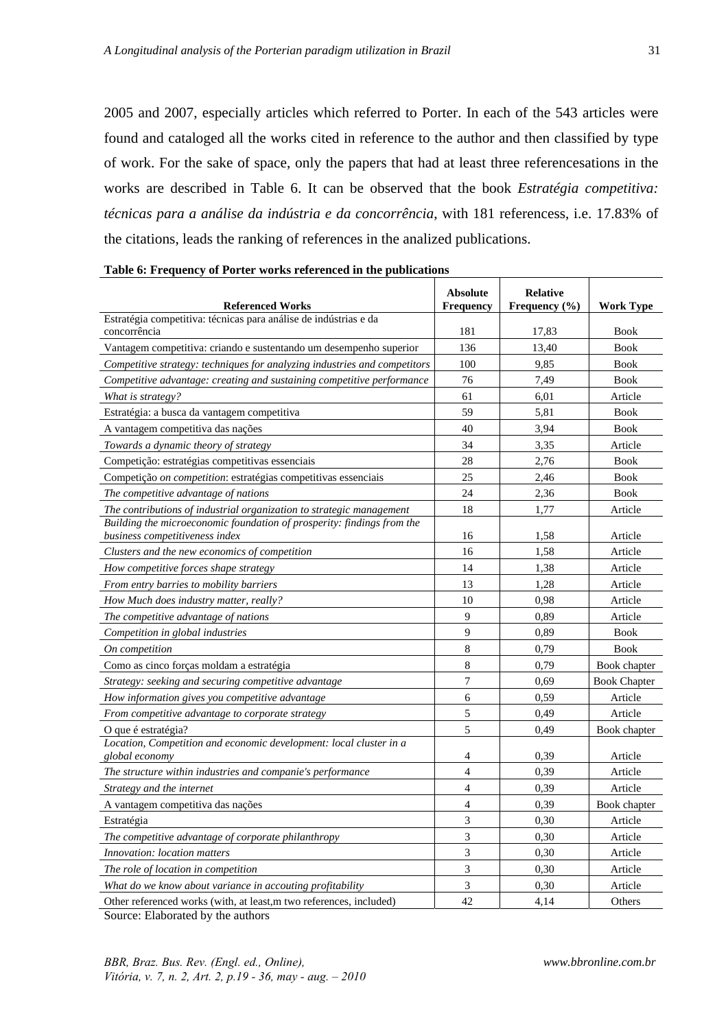2005 and 2007, especially articles which referred to Porter. In each of the 543 articles were found and cataloged all the works cited in reference to the author and then classified by type of work. For the sake of space, only the papers that had at least three referencesations in the works are described in Table 6. It can be observed that the book *Estratégia competitiva: técnicas para a análise da indústria e da concorrência*, with 181 referencess, i.e. 17.83% of the citations, leads the ranking of references in the analized publications.

**Table 6: Frequency of Porter works referenced in the publications**

| Referenced Works | Absolute Frequency | Relative Frequency (%) | Work Type |
|---|---|---|---|
| Estratégia competitiva: técnicas para análise de indústrias e da concorrência | 181 | 17,83 | Book |
| Vantagem competitiva: criando e sustentando um desempenho superior | 136 | 13,40 | Book |
| *Competitive strategy: techniques for analyzing industries and competitors* | 100 | 9,85 | Book |
| *Competitive advantage: creating and sustaining competitive performance* | 76 | 7,49 | Book |
| *What is strategy?* | 61 | 6,01 | Article |
| Estratégia: a busca da vantagem competitiva | 59 | 5,81 | Book |
| A vantagem competitiva das nações | 40 | 3,94 | Book |
| *Towards a dynamic theory of strategy* | 34 | 3,35 | Article |
| Competição: estratégias competitivas essenciais | 28 | 2,76 | Book |
| Competição *on competition*: estratégias competitivas essenciais | 25 | 2,46 | Book |
| *The competitive advantage of nations* | 24 | 2,36 | Book |
| *The contributions of industrial organization to strategic management* | 18 | 1,77 | Article |
| *Building the microeconomic foundation of prosperity: findings from the business competitiveness index* | 16 | 1,58 | Article |
| *Clusters and the new economics of competition* | 16 | 1,58 | Article |
| *How competitive forces shape strategy* | 14 | 1,38 | Article |
| *From entry barries to mobility barriers* | 13 | 1,28 | Article |
| *How Much does industry matter, really?* | 10 | 0,98 | Article |
| *The competitive advantage of nations* | 9 | 0,89 | Article |
| *Competition in global industries* | 9 | 0,89 | Book |
| *On competition* | 8 | 0,79 | Book |
| Como as cinco forças moldam a estratégia | 8 | 0,79 | Book chapter |
| *Strategy: seeking and securing competitive advantage* | 7 | 0,69 | Book Chapter |
| *How information gives you competitive advantage* | 6 | 0,59 | Article |
| *From competitive advantage to corporate strategy* | 5 | 0,49 | Article |
| O que é estratégia? | 5 | 0,49 | Book chapter |
| *Location, Competition and economic development: local cluster in a global economy* | 4 | 0,39 | Article |
| *The structure within industries and companie's performance* | 4 | 0,39 | Article |
| *Strategy and the internet* | 4 | 0,39 | Article |
| A vantagem competitiva das nações | 4 | 0,39 | Book chapter |
| Estratégia | 3 | 0,30 | Article |
| *The competitive advantage of corporate philanthropy* | 3 | 0,30 | Article |
| *Innovation: location matters* | 3 | 0,30 | Article |
| *The role of location in competition* | 3 | 0,30 | Article |
| *What do we know about variance in accouting profitability* | 3 | 0,30 | Article |
| Other referenced works (with, at least,m two references, included) | 42 | 4,14 | Others |

Source: Elaborated by the authors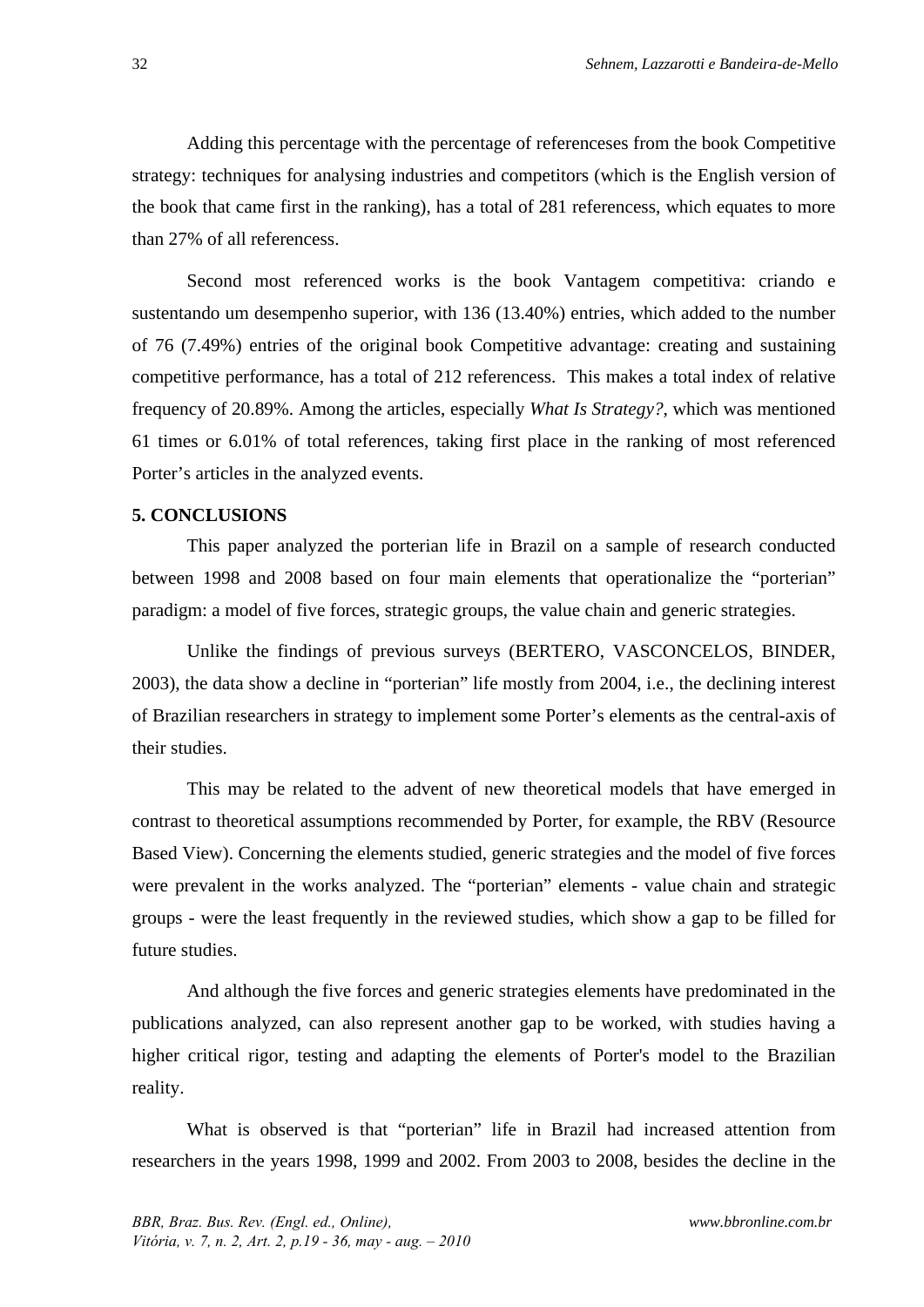Adding this percentage with the percentage of referenceses from the book Competitive strategy: techniques for analysing industries and competitors (which is the English version of the book that came first in the ranking), has a total of 281 referencess, which equates to more than 27% of all referencess.

Second most referenced works is the book Vantagem competitiva: criando e sustentando um desempenho superior, with 136 (13.40%) entries, which added to the number of 76 (7.49%) entries of the original book Competitive advantage: creating and sustaining competitive performance, has a total of 212 referencess. This makes a total index of relative frequency of 20.89%. Among the articles, especially *What Is Strategy?*, which was mentioned 61 times or 6.01% of total references, taking first place in the ranking of most referenced Porter's articles in the analyzed events.

**5. CONCLUSIONS**

This paper analyzed the porterian life in Brazil on a sample of research conducted between 1998 and 2008 based on four main elements that operationalize the "porterian" paradigm: a model of five forces, strategic groups, the value chain and generic strategies.

Unlike the findings of previous surveys (BERTERO, VASCONCELOS, BINDER, 2003), the data show a decline in "porterian" life mostly from 2004, i.e., the declining interest of Brazilian researchers in strategy to implement some Porter's elements as the central-axis of their studies.

This may be related to the advent of new theoretical models that have emerged in contrast to theoretical assumptions recommended by Porter, for example, the RBV (Resource Based View). Concerning the elements studied, generic strategies and the model of five forces were prevalent in the works analyzed. The "porterian" elements - value chain and strategic groups - were the least frequently in the reviewed studies, which show a gap to be filled for future studies.

And although the five forces and generic strategies elements have predominated in the publications analyzed, can also represent another gap to be worked, with studies having a higher critical rigor, testing and adapting the elements of Porter's model to the Brazilian reality.

What is observed is that "porterian" life in Brazil had increased attention from researchers in the years 1998, 1999 and 2002. From 2003 to 2008, besides the decline in the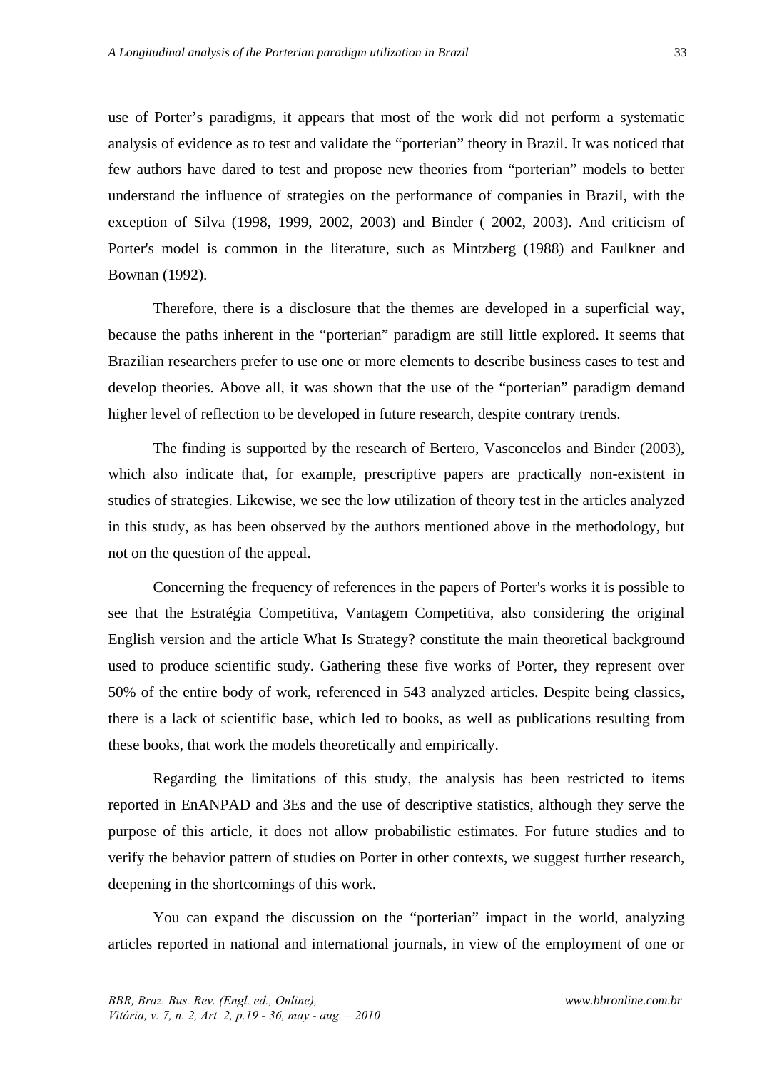use of Porter’s paradigms, it appears that most of the work did not perform a systematic analysis of evidence as to test and validate the “porterian” theory in Brazil. It was noticed that few authors have dared to test and propose new theories from “porterian” models to better understand the influence of strategies on the performance of companies in Brazil, with the exception of Silva (1998, 1999, 2002, 2003) and Binder ( 2002, 2003). And criticism of Porter's model is common in the literature, such as Mintzberg (1988) and Faulkner and Bownan (1992).

Therefore, there is a disclosure that the themes are developed in a superficial way, because the paths inherent in the “porterian” paradigm are still little explored. It seems that Brazilian researchers prefer to use one or more elements to describe business cases to test and develop theories. Above all, it was shown that the use of the “porterian” paradigm demand higher level of reflection to be developed in future research, despite contrary trends.

The finding is supported by the research of Bertero, Vasconcelos and Binder (2003), which also indicate that, for example, prescriptive papers are practically non-existent in studies of strategies. Likewise, we see the low utilization of theory test in the articles analyzed in this study, as has been observed by the authors mentioned above in the methodology, but not on the question of the appeal.

Concerning the frequency of references in the papers of Porter's works it is possible to see that the Estratégia Competitiva, Vantagem Competitiva, also considering the original English version and the article What Is Strategy? constitute the main theoretical background used to produce scientific study. Gathering these five works of Porter, they represent over 50% of the entire body of work, referenced in 543 analyzed articles. Despite being classics, there is a lack of scientific base, which led to books, as well as publications resulting from these books, that work the models theoretically and empirically.

Regarding the limitations of this study, the analysis has been restricted to items reported in EnANPAD and 3Es and the use of descriptive statistics, although they serve the purpose of this article, it does not allow probabilistic estimates. For future studies and to verify the behavior pattern of studies on Porter in other contexts, we suggest further research, deepening in the shortcomings of this work.

You can expand the discussion on the “porterian” impact in the world, analyzing articles reported in national and international journals, in view of the employment of one or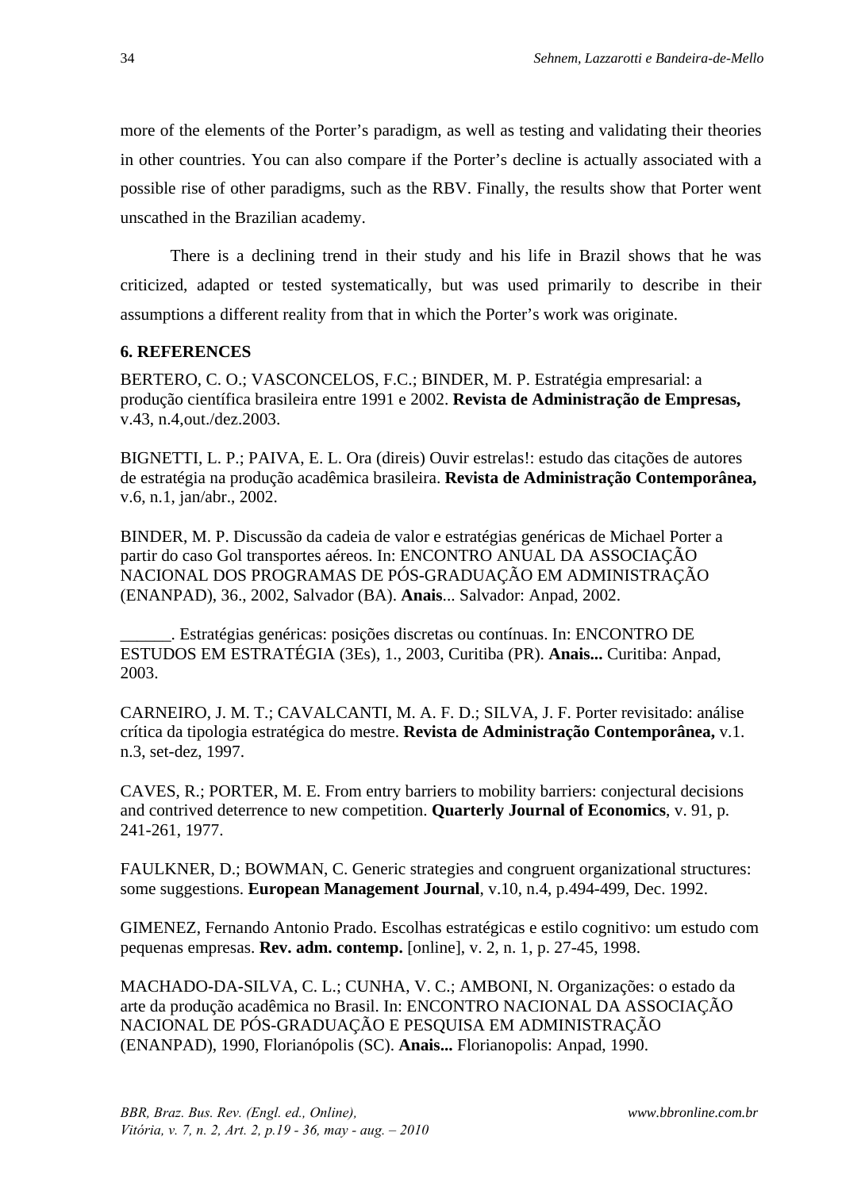more of the elements of the Porter's paradigm, as well as testing and validating their theories in other countries. You can also compare if the Porter's decline is actually associated with a possible rise of other paradigms, such as the RBV. Finally, the results show that Porter went unscathed in the Brazilian academy.

There is a declining trend in their study and his life in Brazil shows that he was criticized, adapted or tested systematically, but was used primarily to describe in their assumptions a different reality from that in which the Porter's work was originate.

### 6. REFERENCES

BERTERO, C. O.; VASCONCELOS, F.C.; BINDER, M. P. Estratégia empresarial: a produção científica brasileira entre 1991 e 2002. **Revista de Administração de Empresas,** v.43, n.4,out./dez.2003.

BIGNETTI, L. P.; PAIVA, E. L. Ora (direis) Ouvir estrelas!: estudo das citações de autores de estratégia na produção acadêmica brasileira. **Revista de Administração Contemporânea,** v.6, n.1, jan/abr., 2002.

BINDER, M. P. Discussão da cadeia de valor e estratégias genéricas de Michael Porter a partir do caso Gol transportes aéreos. In: ENCONTRO ANUAL DA ASSOCIAÇÃO NACIONAL DOS PROGRAMAS DE PÓS-GRADUAÇÃO EM ADMINISTRAÇÃO (ENANPAD), 36., 2002, Salvador (BA). **Anais**... Salvador: Anpad, 2002.

______. Estratégias genéricas: posições discretas ou contínuas. In: ENCONTRO DE ESTUDOS EM ESTRATÉGIA (3Es), 1., 2003, Curitiba (PR). **Anais...** Curitiba: Anpad, 2003.

CARNEIRO, J. M. T.; CAVALCANTI, M. A. F. D.; SILVA, J. F. Porter revisitado: análise crítica da tipologia estratégica do mestre. **Revista de Administração Contemporânea,** v.1. n.3, set-dez, 1997.

CAVES, R.; PORTER, M. E. From entry barriers to mobility barriers: conjectural decisions and contrived deterrence to new competition. **Quarterly Journal of Economics**, v. 91, p. 241-261, 1977.

FAULKNER, D.; BOWMAN, C. Generic strategies and congruent organizational structures: some suggestions. **European Management Journal**, v.10, n.4, p.494-499, Dec. 1992.

GIMENEZ, Fernando Antonio Prado. Escolhas estratégicas e estilo cognitivo: um estudo com pequenas empresas. **Rev. adm. contemp.** [online], v. 2, n. 1, p. 27-45, 1998.

MACHADO-DA-SILVA, C. L.; CUNHA, V. C.; AMBONI, N. Organizações: o estado da arte da produção acadêmica no Brasil. In: ENCONTRO NACIONAL DA ASSOCIAÇÃO NACIONAL DE PÓS-GRADUAÇÃO E PESQUISA EM ADMINISTRAÇÃO (ENANPAD), 1990, Florianópolis (SC). **Anais...** Florianopolis: Anpad, 1990.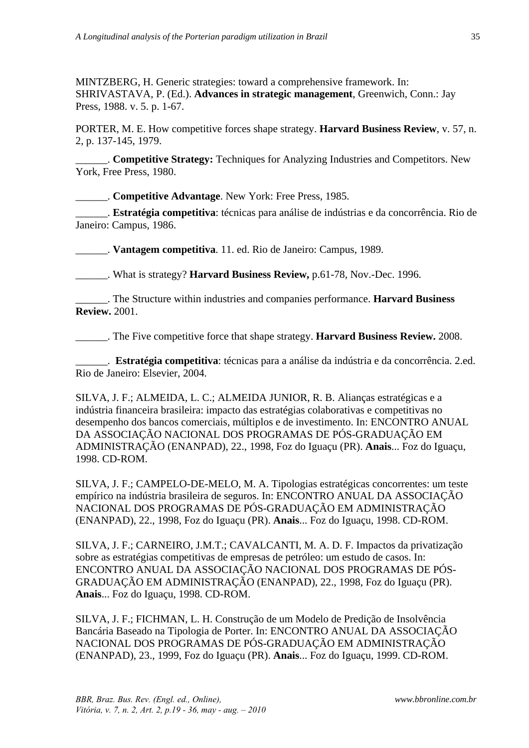MINTZBERG, H. Generic strategies: toward a comprehensive framework. In: SHRIVASTAVA, P. (Ed.). **Advances in strategic management**, Greenwich, Conn.: Jay Press, 1988. v. 5. p. 1-67.

PORTER, M. E. How competitive forces shape strategy. **Harvard Business Review**, v. 57, n. 2, p. 137-145, 1979.

______. **Competitive Strategy:** Techniques for Analyzing Industries and Competitors. New York, Free Press, 1980.

______. **Competitive Advantage**. New York: Free Press, 1985.

______. **Estratégia competitiva**: técnicas para análise de indústrias e da concorrência. Rio de Janeiro: Campus, 1986.

______. **Vantagem competitiva**. 11. ed. Rio de Janeiro: Campus, 1989.

______. What is strategy? **Harvard Business Review,** p.61-78, Nov.-Dec. 1996.

______. The Structure within industries and companies performance. **Harvard Business Review.** 2001.

______. The Five competitive force that shape strategy. **Harvard Business Review.** 2008.

______. **Estratégia competitiva**: técnicas para a análise da indústria e da concorrência. 2.ed. Rio de Janeiro: Elsevier, 2004.

SILVA, J. F.; ALMEIDA, L. C.; ALMEIDA JUNIOR, R. B. Alianças estratégicas e a indústria financeira brasileira: impacto das estratégias colaborativas e competitivas no desempenho dos bancos comerciais, múltiplos e de investimento. In: ENCONTRO ANUAL DA ASSOCIAÇÃO NACIONAL DOS PROGRAMAS DE PÓS-GRADUAÇÃO EM ADMINISTRAÇÃO (ENANPAD), 22., 1998, Foz do Iguaçu (PR). **Anais**... Foz do Iguaçu, 1998. CD-ROM.

SILVA, J. F.; CAMPELO-DE-MELO, M. A. Tipologias estratégicas concorrentes: um teste empírico na indústria brasileira de seguros. In: ENCONTRO ANUAL DA ASSOCIAÇÃO NACIONAL DOS PROGRAMAS DE PÓS-GRADUAÇÃO EM ADMINISTRAÇÃO (ENANPAD), 22., 1998, Foz do Iguaçu (PR). **Anais**... Foz do Iguaçu, 1998. CD-ROM.

SILVA, J. F.; CARNEIRO, J.M.T.; CAVALCANTI, M. A. D. F. Impactos da privatização sobre as estratégias competitivas de empresas de petróleo: um estudo de casos. In: ENCONTRO ANUAL DA ASSOCIAÇÃO NACIONAL DOS PROGRAMAS DE PÓS-GRADUAÇÃO EM ADMINISTRAÇÃO (ENANPAD), 22., 1998, Foz do Iguaçu (PR). **Anais**... Foz do Iguaçu, 1998. CD-ROM.

SILVA, J. F.; FICHMAN, L. H. Construção de um Modelo de Predição de Insolvência Bancária Baseado na Tipologia de Porter. In: ENCONTRO ANUAL DA ASSOCIAÇÃO NACIONAL DOS PROGRAMAS DE PÓS-GRADUAÇÃO EM ADMINISTRAÇÃO (ENANPAD), 23., 1999, Foz do Iguaçu (PR). **Anais**... Foz do Iguaçu, 1999. CD-ROM.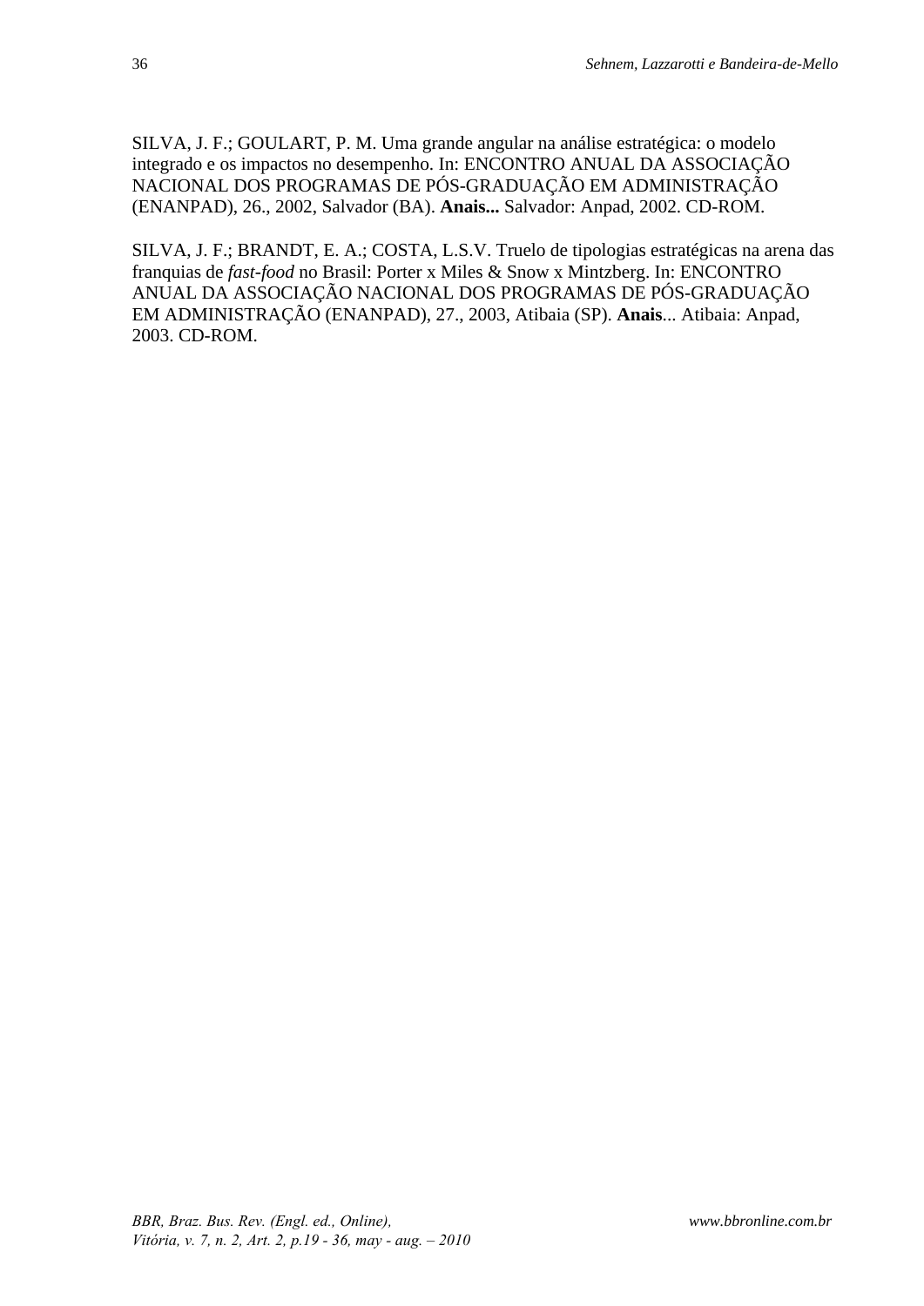SILVA, J. F.; GOULART, P. M. Uma grande angular na análise estratégica: o modelo integrado e os impactos no desempenho. In: ENCONTRO ANUAL DA ASSOCIAÇÃO NACIONAL DOS PROGRAMAS DE PÓS-GRADUAÇÃO EM ADMINISTRAÇÃO (ENANPAD), 26., 2002, Salvador (BA). **Anais...** Salvador: Anpad, 2002. CD-ROM.

SILVA, J. F.; BRANDT, E. A.; COSTA, L.S.V. Truelo de tipologias estratégicas na arena das franquias de *fast-food* no Brasil: Porter x Miles & Snow x Mintzberg. In: ENCONTRO ANUAL DA ASSOCIAÇÃO NACIONAL DOS PROGRAMAS DE PÓS-GRADUAÇÃO EM ADMINISTRAÇÃO (ENANPAD), 27., 2003, Atibaia (SP). **Anais**... Atibaia: Anpad, 2003. CD-ROM.